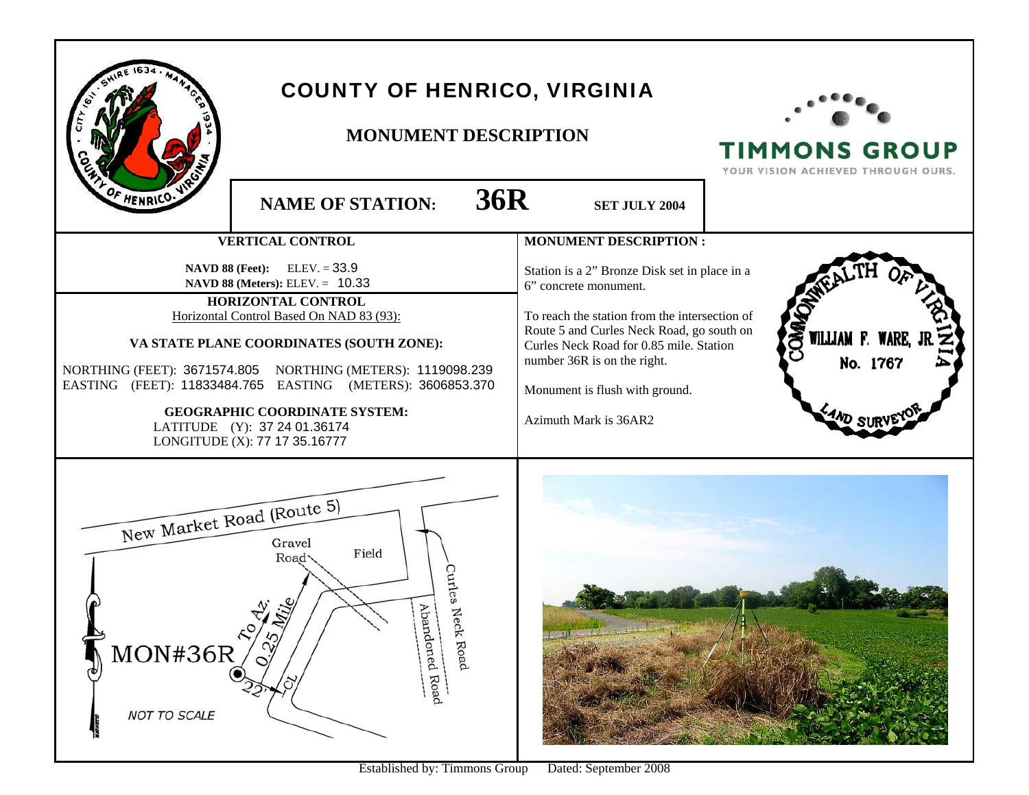# COUNTY OF HENRICO, VIRGINIA

## MONUMENT DESCRIPTION

TIMMONS GROUP
YOUR VISION ACHIEVED THROUGH OURS.

**NAME OF STATION: 36R** **SET JULY 2004**

### VERTICAL CONTROL

**NAVD 88 (Feet):** ELEV. = 33.9
**NAVD 88 (Meters):** ELEV. = 10.33

### HORIZONTAL CONTROL

Horizontal Control Based On NAD 83 (93):

**VA STATE PLANE COORDINATES (SOUTH ZONE):**

NORTHING (FEET): 3671574.805 NORTHING (METERS): 1119098.239
EASTING (FEET): 11833484.765 EASTING (METERS): 3606853.370

**GEOGRAPHIC COORDINATE SYSTEM:**
LATITUDE (Y): 37 24 01.36174
LONGITUDE (X): 77 17 35.16777

### MONUMENT DESCRIPTION :

Station is a 2" Bronze Disk set in place in a 6" concrete monument.

To reach the station from the intersection of Route 5 and Curles Neck Road, go south on Curles Neck Road for 0.85 mile. Station number 36R is on the right.

Monument is flush with ground.

Azimuth Mark is 36AR2

COMMONWEALTH OF VIRGINIA
WILLIAM F. WARE, JR.
No. 1767
LAND SURVEYOR

New Market Road (Route 5)
Gravel Road
Field
Curles Neck Road
Abandoned Road
To Az. 0.25 Mile
MON#36R
22'
CL
NOT TO SCALE

Established by: Timmons Group Dated: September 2008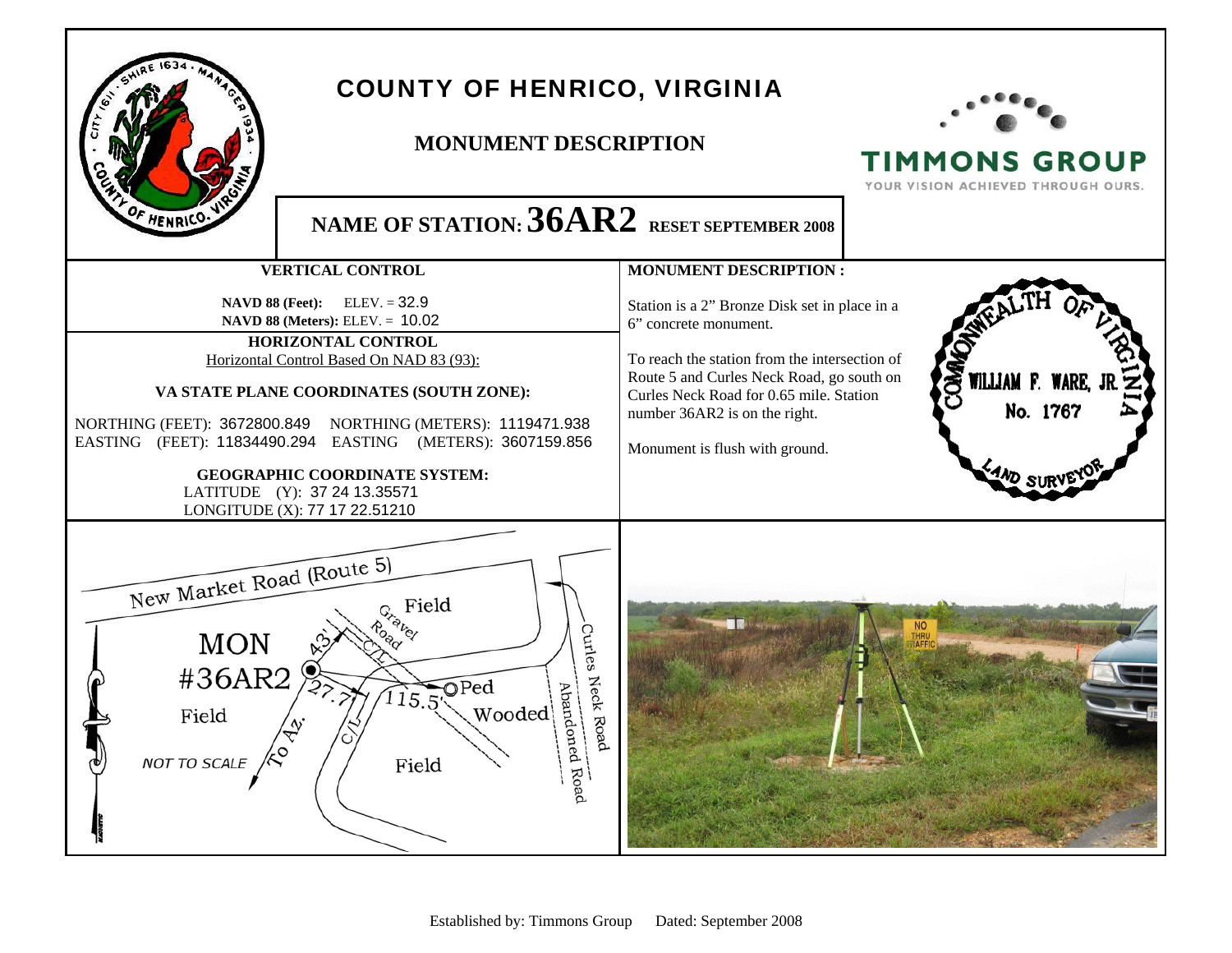# COUNTY OF HENRICO, VIRGINIA

## MONUMENT DESCRIPTION

TIMMONS GROUP
YOUR VISION ACHIEVED THROUGH OURS.

## NAME OF STATION: 36AR2 RESET SEPTEMBER 2008

### VERTICAL CONTROL

**NAVD 88 (Feet):** ELEV. = 32.9
**NAVD 88 (Meters):** ELEV. = 10.02

### HORIZONTAL CONTROL

Horizontal Control Based On NAD 83 (93):

**VA STATE PLANE COORDINATES (SOUTH ZONE):**

NORTHING (FEET): 3672800.849 NORTHING (METERS): 1119471.938
EASTING (FEET): 11834490.294 EASTING (METERS): 3607159.856

**GEOGRAPHIC COORDINATE SYSTEM:**

LATITUDE (Y): 37 24 13.35571
LONGITUDE (X): 77 17 22.51210

### MONUMENT DESCRIPTION :

Station is a 2" Bronze Disk set in place in a 6" concrete monument.

To reach the station from the intersection of Route 5 and Curles Neck Road, go south on Curles Neck Road for 0.65 mile. Station number 36AR2 is on the right.

Monument is flush with ground.

COMMONWEALTH OF VIRGINIA
WILLIAM F. WARE, JR.
No. 1767
LAND SURVEYOR

New Market Road (Route 5)
Field
Gravel Road
C/L
43'
MON #36AR2
27.7'
115.5'
Ped
Wooded
Curles Neck Road
Abandoned Road
Field
To Az.
C/L
Field
NOT TO SCALE

Established by: Timmons Group Dated: September 2008